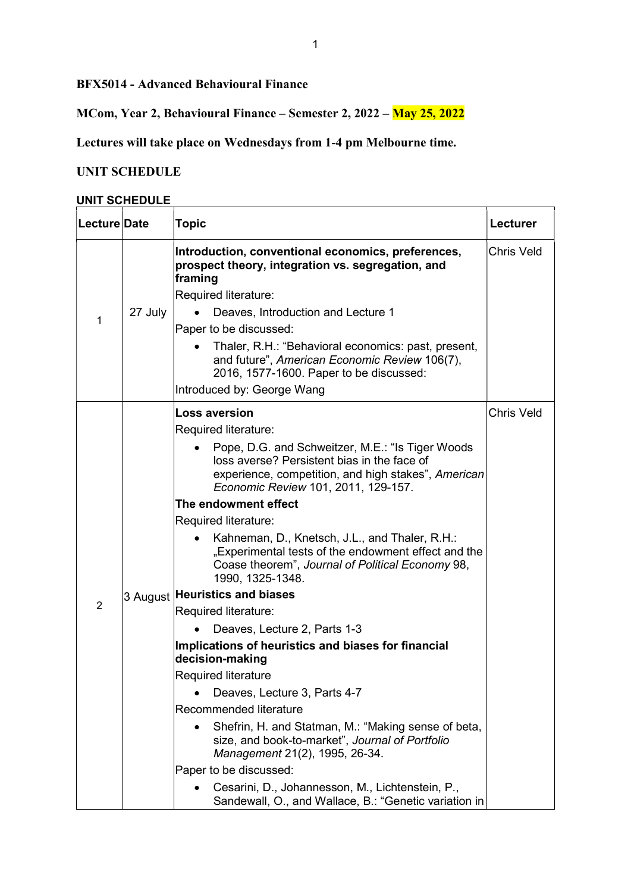**BFX5014 - Advanced Behavioural Finance**

**MCom, Year 2, Behavioural Finance – Semester 2, 2022 – May 25, 2022**

**Lectures will take place on Wednesdays from 1-4 pm Melbourne time.**

**UNIT SCHEDULE**

**UNIT SCHEDULE**

| Lecture | Date | Topic | Lecturer |
| --- | --- | --- | --- |
| 1 | 27 July | **Introduction, conventional economics, preferences, prospect theory, integration vs. segregation, and framing**<br>Required literature:<br>• Deaves, Introduction and Lecture 1<br>Paper to be discussed:<br>• Thaler, R.H.: "Behavioral economics: past, present, and future", *American Economic Review* 106(7), 2016, 1577-1600. Paper to be discussed:<br>Introduced by: George Wang | Chris Veld |
| 2 | 3 August | **Loss aversion**<br>Required literature:<br>• Pope, D.G. and Schweitzer, M.E.: "Is Tiger Woods loss averse? Persistent bias in the face of experience, competition, and high stakes", *American Economic Review* 101, 2011, 129-157.<br>**The endowment effect**<br>Required literature:<br>• Kahneman, D., Knetsch, J.L., and Thaler, R.H.: „Experimental tests of the endowment effect and the Coase theorem", *Journal of Political Economy* 98, 1990, 1325-1348.<br>**Heuristics and biases**<br>Required literature:<br>• Deaves, Lecture 2, Parts 1-3<br>**Implications of heuristics and biases for financial decision-making**<br>Required literature<br>• Deaves, Lecture 3, Parts 4-7<br>Recommended literature<br>• Shefrin, H. and Statman, M.: "Making sense of beta, size, and book-to-market", *Journal of Portfolio Management* 21(2), 1995, 26-34.<br>Paper to be discussed:<br>• Cesarini, D., Johannesson, M., Lichtenstein, P., Sandewall, O., and Wallace, B.: "Genetic variation in | Chris Veld |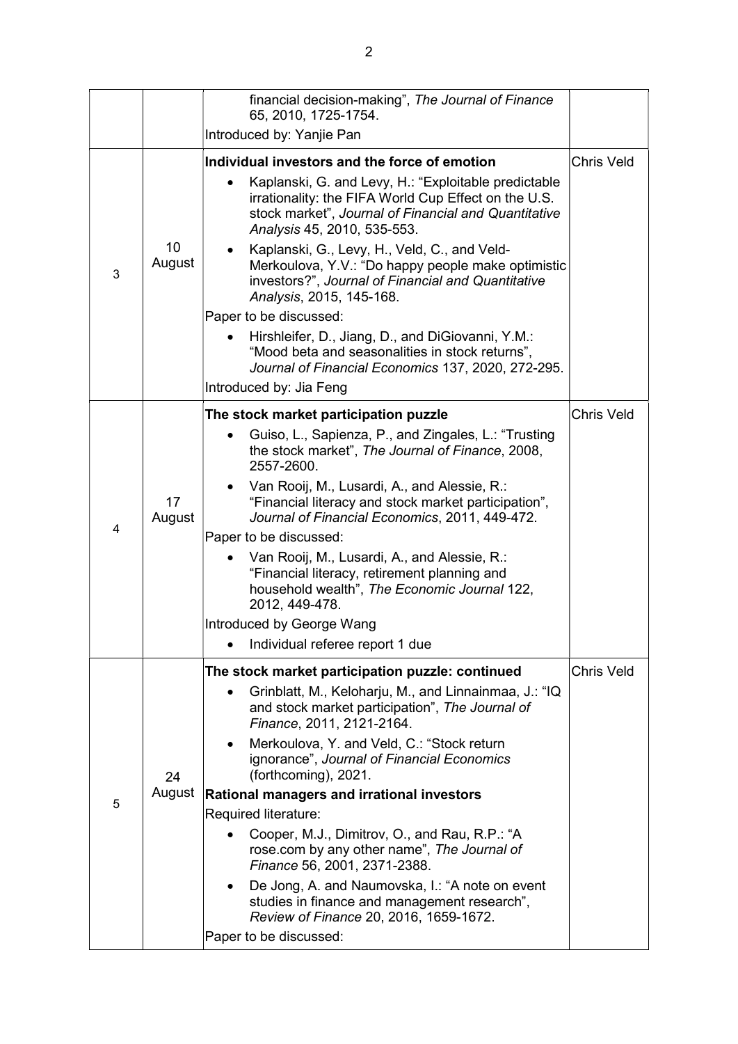| | | | |
|---|---|---|---|
| | | financial decision-making", *The Journal of Finance* 65, 2010, 1725-1754.<br>Introduced by: Yanjie Pan | |
| 3 | 10 August | **Individual investors and the force of emotion**<br>• Kaplanski, G. and Levy, H.: "Exploitable predictable irrationality: the FIFA World Cup Effect on the U.S. stock market", *Journal of Financial and Quantitative Analysis* 45, 2010, 535-553.<br>• Kaplanski, G., Levy, H., Veld, C., and Veld-Merkoulova, Y.V.: "Do happy people make optimistic investors?", *Journal of Financial and Quantitative Analysis*, 2015, 145-168.<br>Paper to be discussed:<br>• Hirshleifer, D., Jiang, D., and DiGiovanni, Y.M.: "Mood beta and seasonalities in stock returns", *Journal of Financial Economics* 137, 2020, 272-295.<br>Introduced by: Jia Feng | Chris Veld |
| 4 | 17 August | **The stock market participation puzzle**<br>• Guiso, L., Sapienza, P., and Zingales, L.: "Trusting the stock market", *The Journal of Finance*, 2008, 2557-2600.<br>• Van Rooij, M., Lusardi, A., and Alessie, R.: "Financial literacy and stock market participation", *Journal of Financial Economics*, 2011, 449-472.<br>Paper to be discussed:<br>• Van Rooij, M., Lusardi, A., and Alessie, R.: "Financial literacy, retirement planning and household wealth", *The Economic Journal* 122, 2012, 449-478.<br>Introduced by George Wang<br>• Individual referee report 1 due | Chris Veld |
| 5 | 24 August | **The stock market participation puzzle: continued**<br>• Grinblatt, M., Keloharju, M., and Linnainmaa, J.: "IQ and stock market participation", *The Journal of Finance*, 2011, 2121-2164.<br>• Merkoulova, Y. and Veld, C.: "Stock return ignorance", *Journal of Financial Economics* (forthcoming), 2021.<br>**Rational managers and irrational investors**<br>Required literature:<br>• Cooper, M.J., Dimitrov, O., and Rau, R.P.: "A rose.com by any other name", *The Journal of Finance* 56, 2001, 2371-2388.<br>• De Jong, A. and Naumovska, I.: "A note on event studies in finance and management research", *Review of Finance* 20, 2016, 1659-1672.<br>Paper to be discussed: | Chris Veld |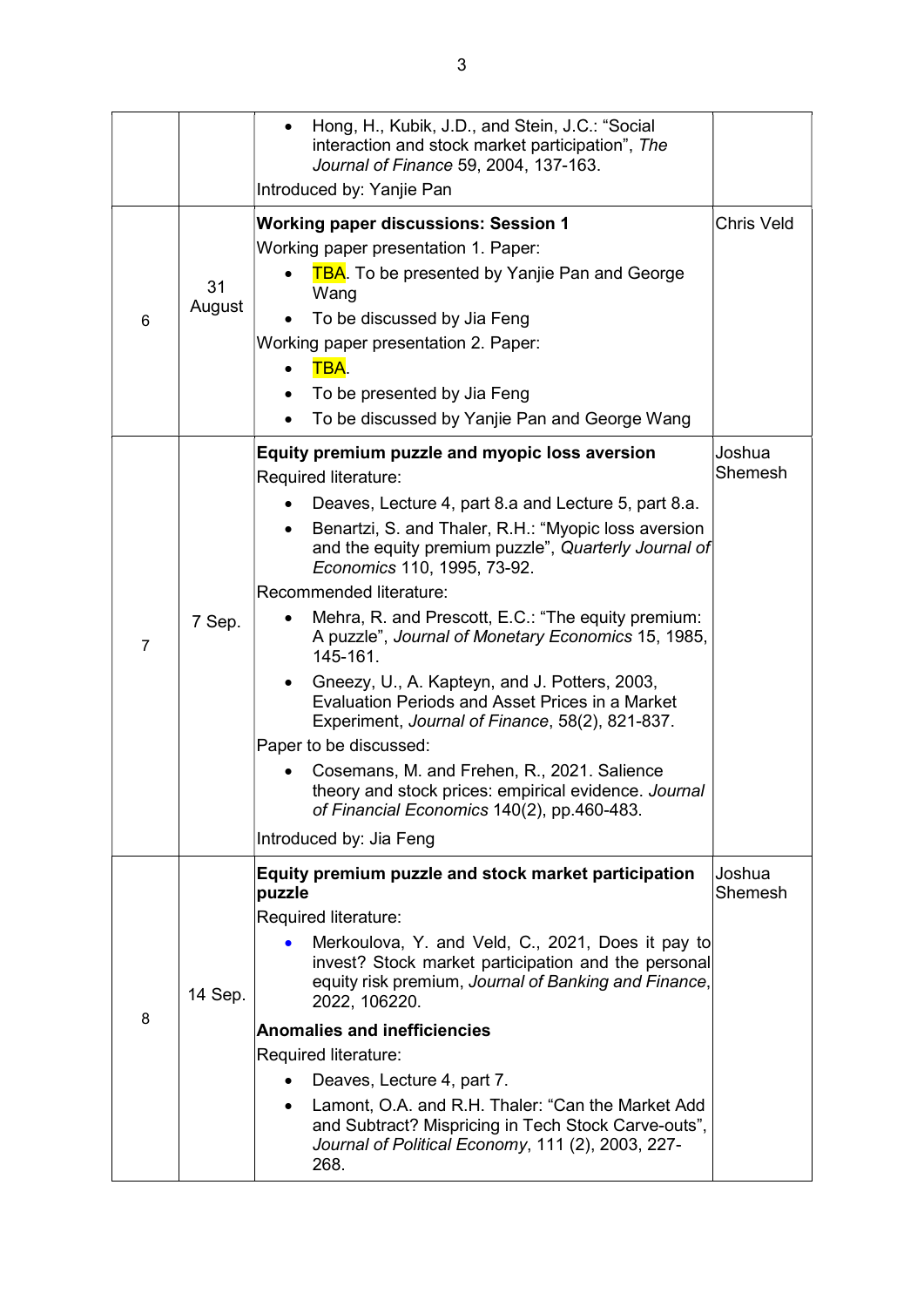| | | | |
|---|---|---|---|
| | | • Hong, H., Kubik, J.D., and Stein, J.C.: "Social interaction and stock market participation", *The Journal of Finance* 59, 2004, 137-163.<br>Introduced by: Yanjie Pan | |
| 6 | 31 August | **Working paper discussions: Session 1**<br>Working paper presentation 1. Paper:<br>• TBA. To be presented by Yanjie Pan and George Wang<br>• To be discussed by Jia Feng<br>Working paper presentation 2. Paper:<br>• TBA.<br>• To be presented by Jia Feng<br>• To be discussed by Yanjie Pan and George Wang | Chris Veld |
| 7 | 7 Sep. | **Equity premium puzzle and myopic loss aversion**<br>Required literature:<br>• Deaves, Lecture 4, part 8.a and Lecture 5, part 8.a.<br>• Benartzi, S. and Thaler, R.H.: "Myopic loss aversion and the equity premium puzzle", *Quarterly Journal of Economics* 110, 1995, 73-92.<br>Recommended literature:<br>• Mehra, R. and Prescott, E.C.: "The equity premium: A puzzle", *Journal of Monetary Economics* 15, 1985, 145-161.<br>• Gneezy, U., A. Kapteyn, and J. Potters, 2003, Evaluation Periods and Asset Prices in a Market Experiment, *Journal of Finance*, 58(2), 821-837.<br>Paper to be discussed:<br>• Cosemans, M. and Frehen, R., 2021. Salience theory and stock prices: empirical evidence. *Journal of Financial Economics* 140(2), pp.460-483.<br>Introduced by: Jia Feng | Joshua Shemesh |
| 8 | 14 Sep. | **Equity premium puzzle and stock market participation puzzle**<br>Required literature:<br>• Merkoulova, Y. and Veld, C., 2021, Does it pay to invest? Stock market participation and the personal equity risk premium, *Journal of Banking and Finance*, 2022, 106220.<br>**Anomalies and inefficiencies**<br>Required literature:<br>• Deaves, Lecture 4, part 7.<br>• Lamont, O.A. and R.H. Thaler: "Can the Market Add and Subtract? Mispricing in Tech Stock Carve-outs", *Journal of Political Economy*, 111 (2), 2003, 227-268. | Joshua Shemesh |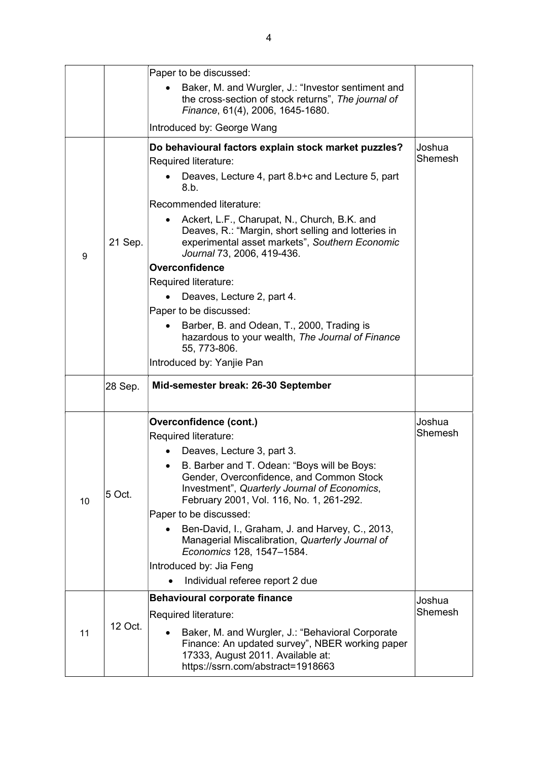| | | | |
|---|---|---|---|
| | | Paper to be discussed:<br>• Baker, M. and Wurgler, J.: "Investor sentiment and the cross-section of stock returns", *The journal of Finance*, 61(4), 2006, 1645-1680.<br>Introduced by: George Wang | |
| 9 | 21 Sep. | **Do behavioural factors explain stock market puzzles?**<br>Required literature:<br>• Deaves, Lecture 4, part 8.b+c and Lecture 5, part 8.b.<br>Recommended literature:<br>• Ackert, L.F., Charupat, N., Church, B.K. and Deaves, R.: "Margin, short selling and lotteries in experimental asset markets", *Southern Economic Journal* 73, 2006, 419-436.<br>**Overconfidence**<br>Required literature:<br>• Deaves, Lecture 2, part 4.<br>Paper to be discussed:<br>• Barber, B. and Odean, T., 2000, Trading is hazardous to your wealth, *The Journal of Finance* 55, 773-806.<br>Introduced by: Yanjie Pan | Joshua Shemesh |
| | 28 Sep. | **Mid-semester break: 26-30 September** | |
| 10 | 5 Oct. | **Overconfidence (cont.)**<br>Required literature:<br>• Deaves, Lecture 3, part 3.<br>• B. Barber and T. Odean: "Boys will be Boys: Gender, Overconfidence, and Common Stock Investment", *Quarterly Journal of Economics*, February 2001, Vol. 116, No. 1, 261-292.<br>Paper to be discussed:<br>• Ben-David, I., Graham, J. and Harvey, C., 2013, Managerial Miscalibration, *Quarterly Journal of Economics* 128, 1547–1584.<br>Introduced by: Jia Feng<br>• Individual referee report 2 due | Joshua Shemesh |
| 11 | 12 Oct. | **Behavioural corporate finance**<br>Required literature:<br>• Baker, M. and Wurgler, J.: "Behavioral Corporate Finance: An updated survey", NBER working paper 17333, August 2011. Available at: https://ssrn.com/abstract=1918663 | Joshua Shemesh |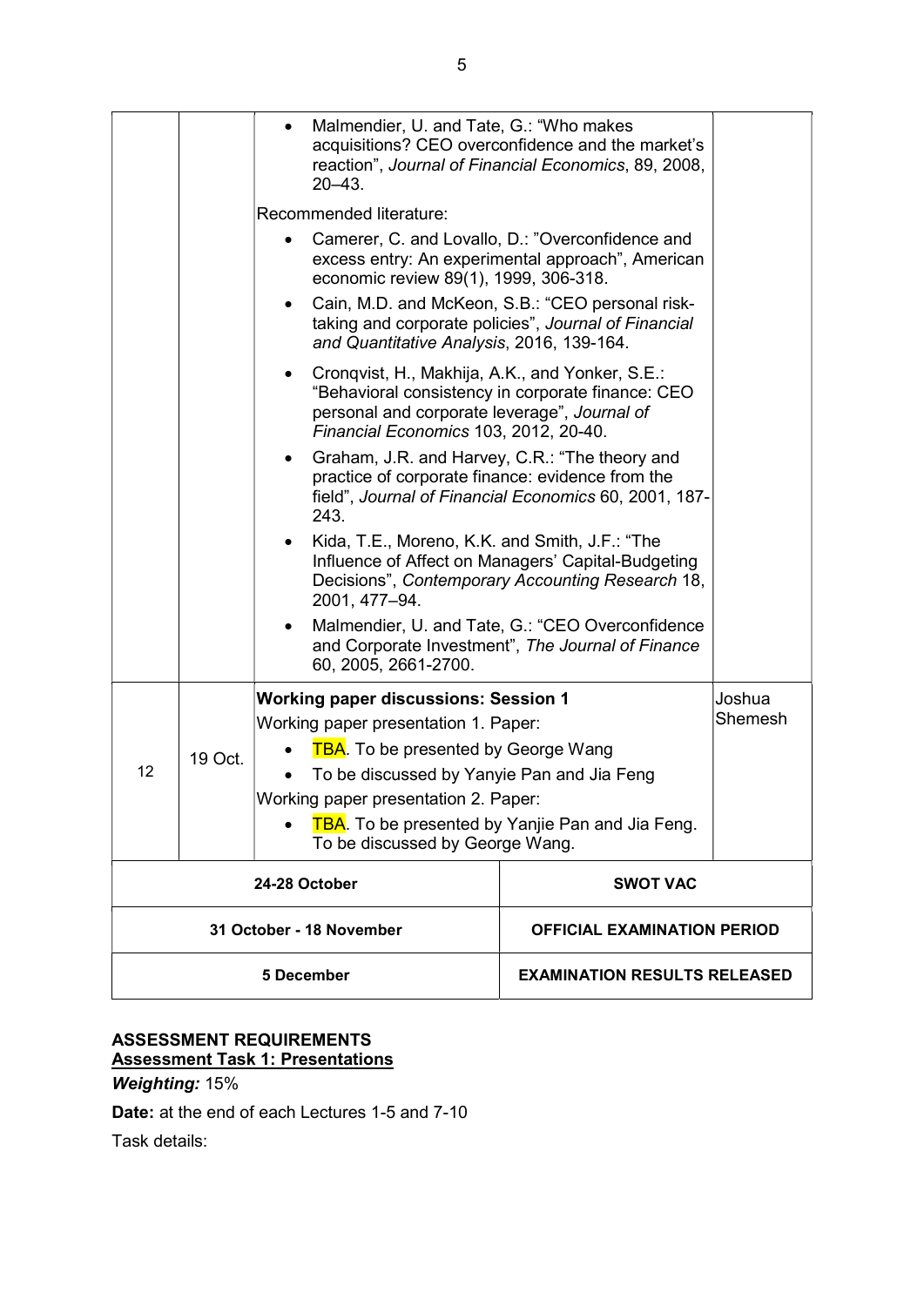| | | | |
|---|---|---|---|
| | | • Malmendier, U. and Tate, G.: "Who makes acquisitions? CEO overconfidence and the market's reaction", *Journal of Financial Economics*, 89, 2008, 20–43.<br><br>Recommended literature:<br>• Camerer, C. and Lovallo, D.: "Overconfidence and excess entry: An experimental approach", American economic review 89(1), 1999, 306-318.<br>• Cain, M.D. and McKeon, S.B.: "CEO personal risk-taking and corporate policies", *Journal of Financial and Quantitative Analysis*, 2016, 139-164.<br>• Cronqvist, H., Makhija, A.K., and Yonker, S.E.: "Behavioral consistency in corporate finance: CEO personal and corporate leverage", *Journal of Financial Economics* 103, 2012, 20-40.<br>• Graham, J.R. and Harvey, C.R.: "The theory and practice of corporate finance: evidence from the field", *Journal of Financial Economics* 60, 2001, 187-243.<br>• Kida, T.E., Moreno, K.K. and Smith, J.F.: "The Influence of Affect on Managers' Capital-Budgeting Decisions", *Contemporary Accounting Research* 18, 2001, 477–94.<br>• Malmendier, U. and Tate, G.: "CEO Overconfidence and Corporate Investment", *The Journal of Finance* 60, 2005, 2661-2700. | |
| 12 | 19 Oct. | **Working paper discussions: Session 1**<br>Working paper presentation 1. Paper:<br>• TBA. To be presented by George Wang<br>• To be discussed by Yanyie Pan and Jia Feng<br>Working paper presentation 2. Paper:<br>• TBA. To be presented by Yanjie Pan and Jia Feng. To be discussed by George Wang. | Joshua Shemesh |

| | |
|---|---|
| **24-28 October** | **SWOT VAC** |
| **31 October - 18 November** | **OFFICIAL EXAMINATION PERIOD** |
| **5 December** | **EXAMINATION RESULTS RELEASED** |

**ASSESSMENT REQUIREMENTS**
**Assessment Task 1: Presentations**

***Weighting:*** 15%

**Date:** at the end of each Lectures 1-5 and 7-10

Task details: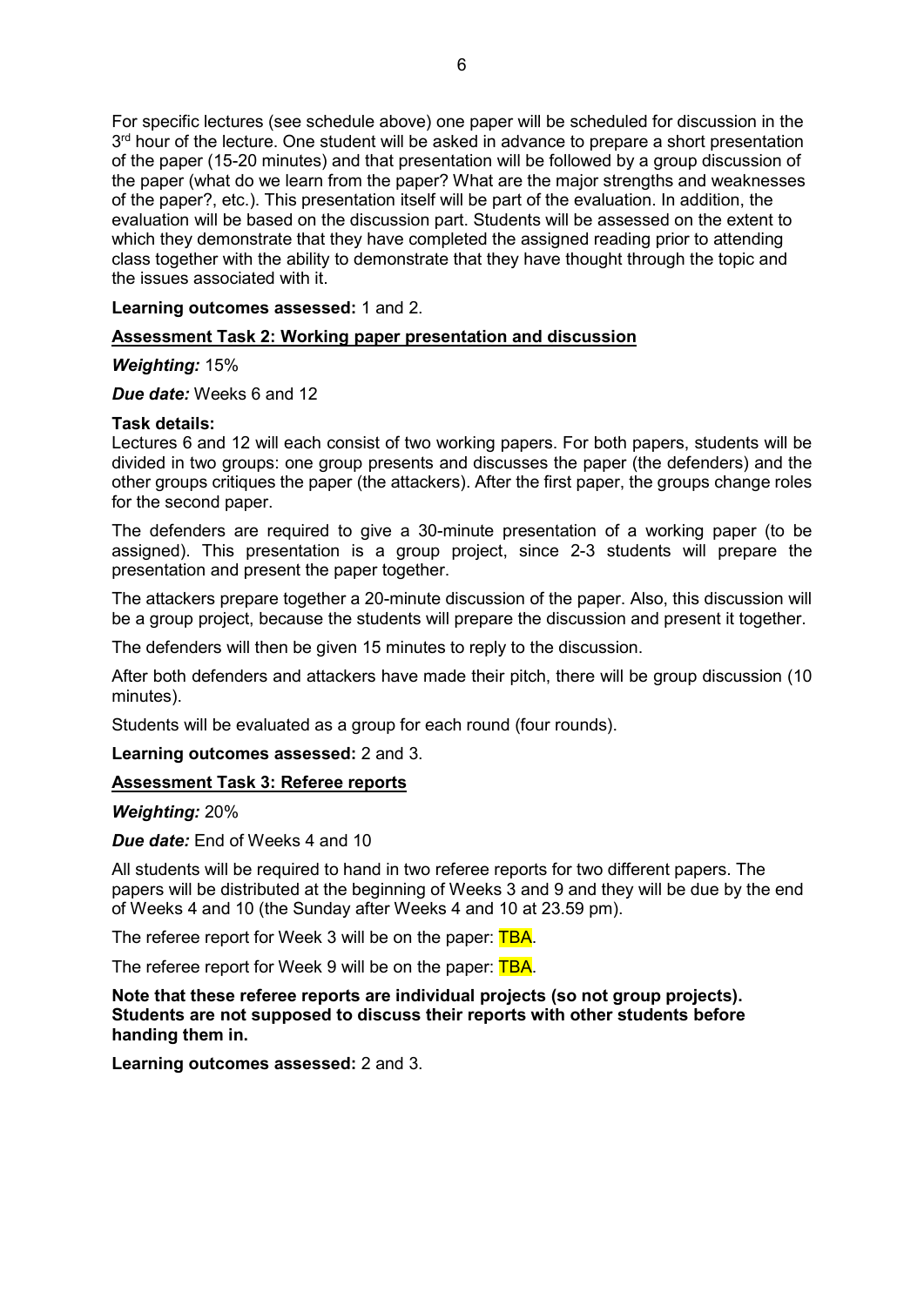For specific lectures (see schedule above) one paper will be scheduled for discussion in the 3rd hour of the lecture. One student will be asked in advance to prepare a short presentation of the paper (15-20 minutes) and that presentation will be followed by a group discussion of the paper (what do we learn from the paper? What are the major strengths and weaknesses of the paper?, etc.). This presentation itself will be part of the evaluation. In addition, the evaluation will be based on the discussion part. Students will be assessed on the extent to which they demonstrate that they have completed the assigned reading prior to attending class together with the ability to demonstrate that they have thought through the topic and the issues associated with it.

**Learning outcomes assessed:** 1 and 2.

**Assessment Task 2: Working paper presentation and discussion**

***Weighting:*** 15%

***Due date:*** Weeks 6 and 12

**Task details:**

Lectures 6 and 12 will each consist of two working papers. For both papers, students will be divided in two groups: one group presents and discusses the paper (the defenders) and the other groups critiques the paper (the attackers). After the first paper, the groups change roles for the second paper.

The defenders are required to give a 30-minute presentation of a working paper (to be assigned). This presentation is a group project, since 2-3 students will prepare the presentation and present the paper together.

The attackers prepare together a 20-minute discussion of the paper. Also, this discussion will be a group project, because the students will prepare the discussion and present it together.

The defenders will then be given 15 minutes to reply to the discussion.

After both defenders and attackers have made their pitch, there will be group discussion (10 minutes).

Students will be evaluated as a group for each round (four rounds).

**Learning outcomes assessed:** 2 and 3.

**Assessment Task 3: Referee reports**

***Weighting:*** 20%

***Due date:*** End of Weeks 4 and 10

All students will be required to hand in two referee reports for two different papers. The papers will be distributed at the beginning of Weeks 3 and 9 and they will be due by the end of Weeks 4 and 10 (the Sunday after Weeks 4 and 10 at 23.59 pm).

The referee report for Week 3 will be on the paper: TBA.

The referee report for Week 9 will be on the paper: TBA.

**Note that these referee reports are individual projects (so not group projects). Students are not supposed to discuss their reports with other students before handing them in.**

**Learning outcomes assessed:** 2 and 3.